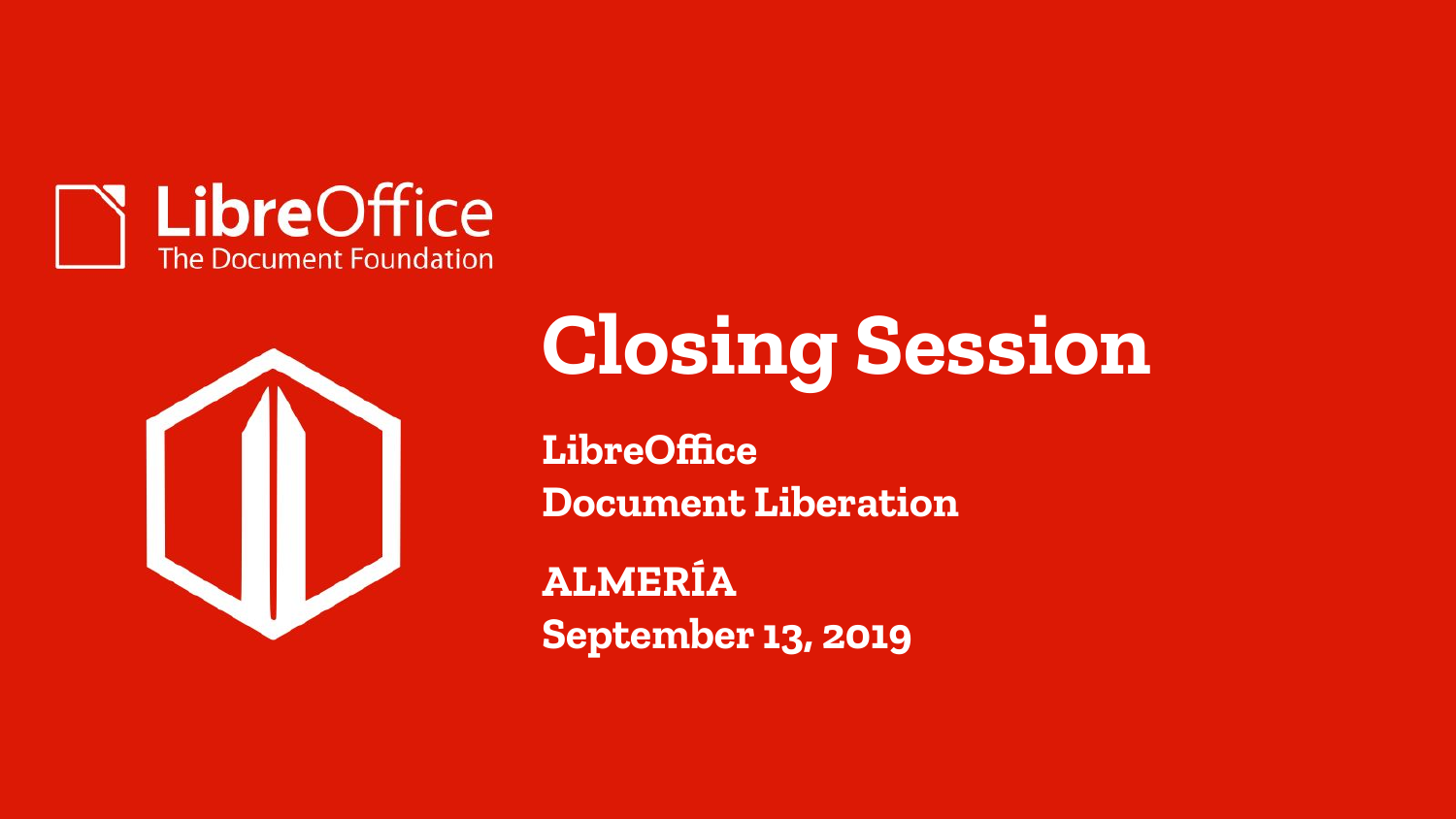LibreOffice
The Document Foundation

# Closing Session

**LibreOffice**
**Document Liberation**

**ALMERÍA**
**September 13, 2019**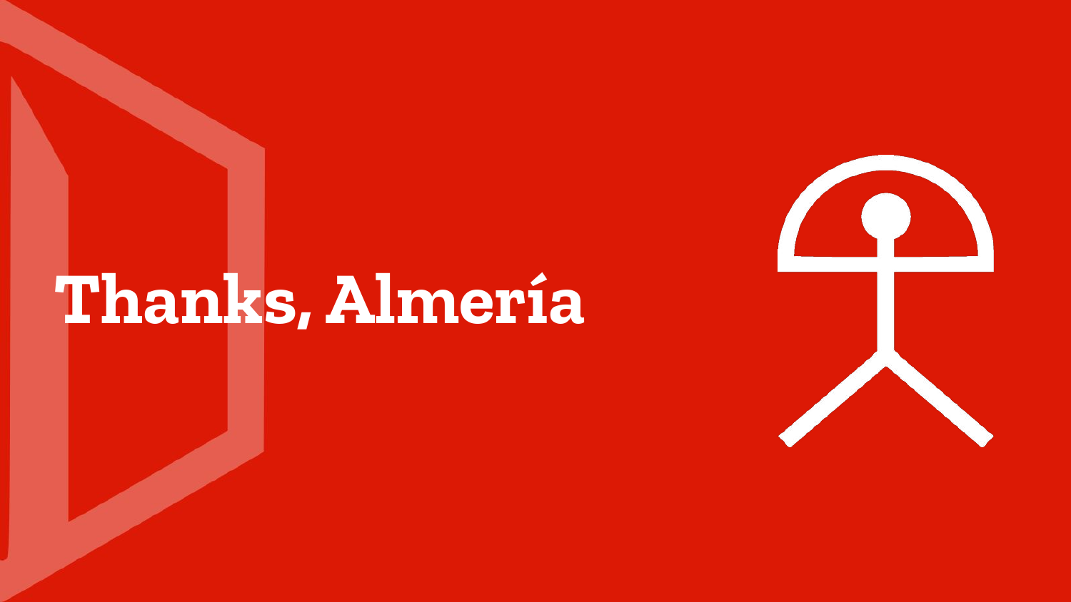# Thanks, Almería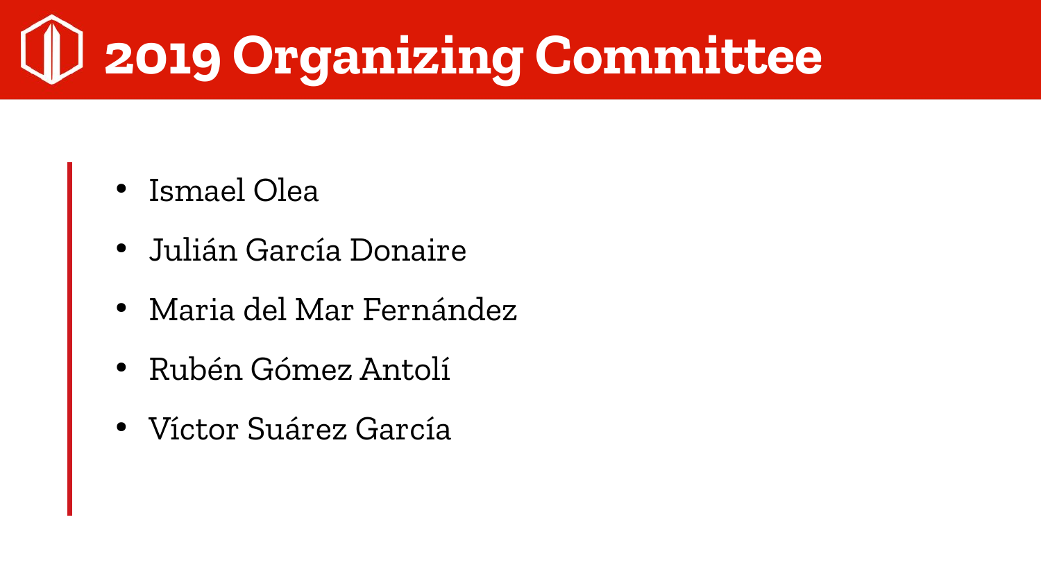# 2019 Organizing Committee

- Ismael Olea
- Julián García Donaire
- Maria del Mar Fernández
- Rubén Gómez Antolí
- Víctor Suárez García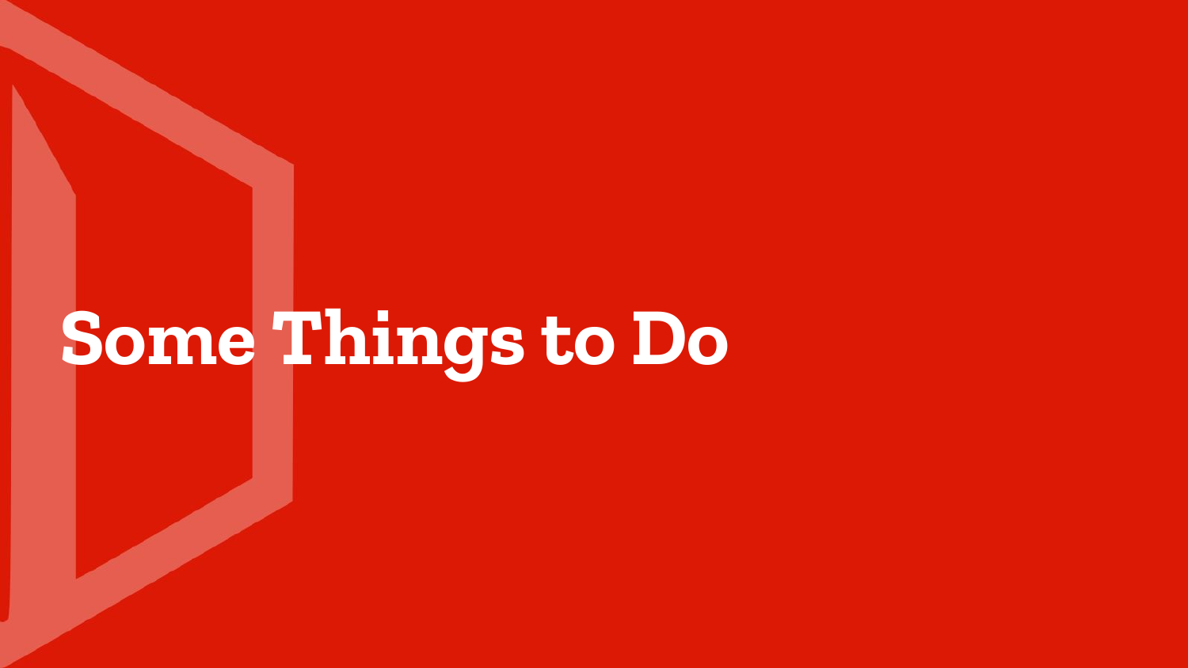# Some Things to Do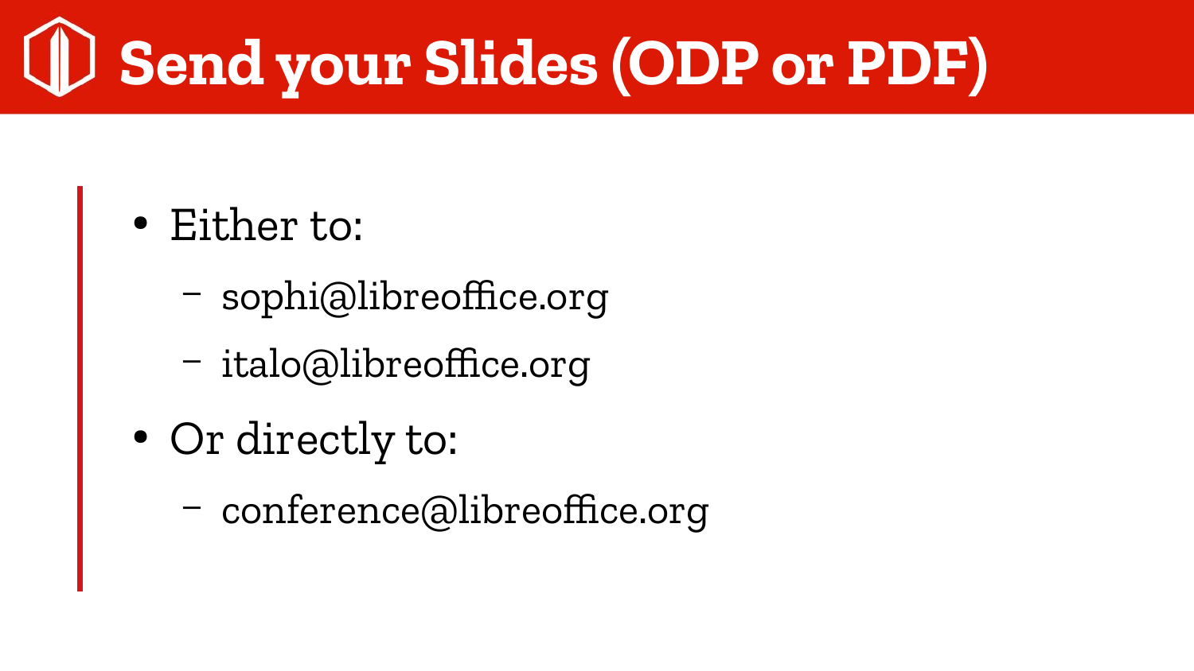# Send your Slides (ODP or PDF)

- Either to:
  - sophi@libreoffice.org
  - italo@libreoffice.org
- Or directly to:
  - conference@libreoffice.org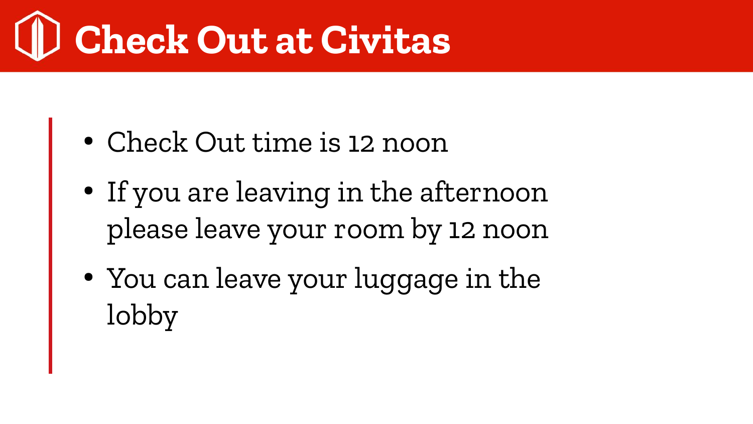# Check Out at Civitas

- Check Out time is 12 noon
- If you are leaving in the afternoon please leave your room by 12 noon
- You can leave your luggage in the lobby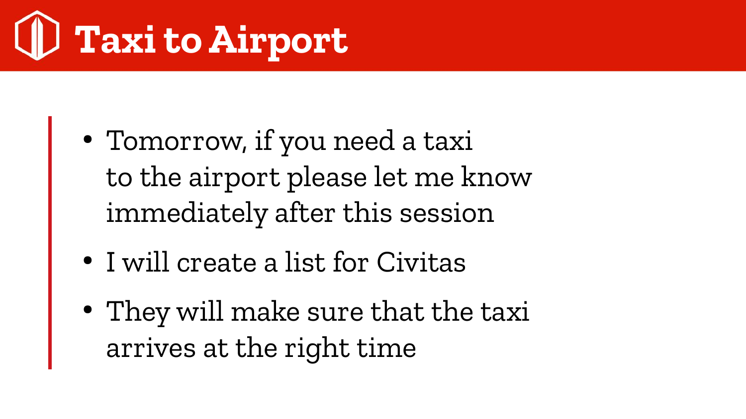# Taxi to Airport

- Tomorrow, if you need a taxi to the airport please let me know immediately after this session
- I will create a list for Civitas
- They will make sure that the taxi arrives at the right time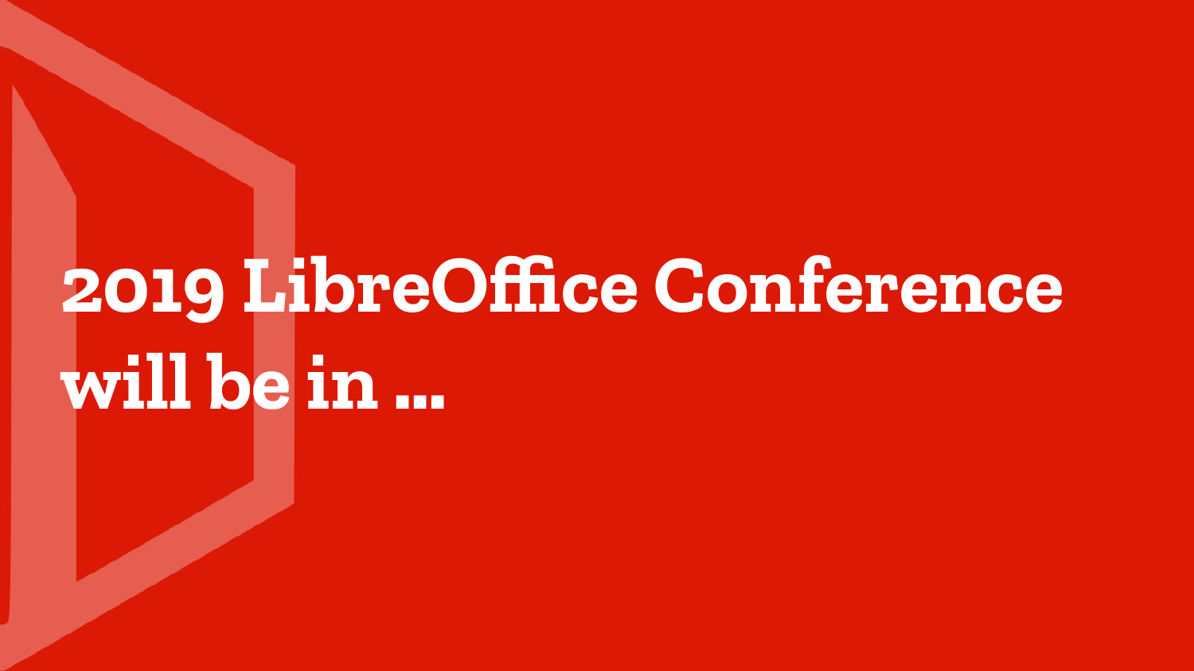# 2019 LibreOffice Conference will be in ...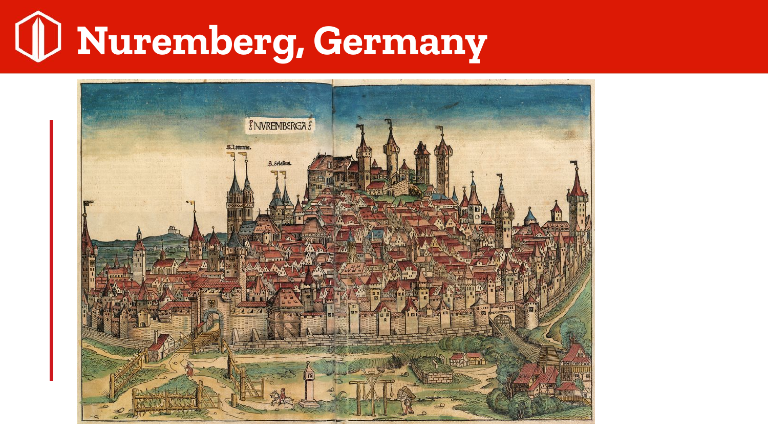# Nuremberg, Germany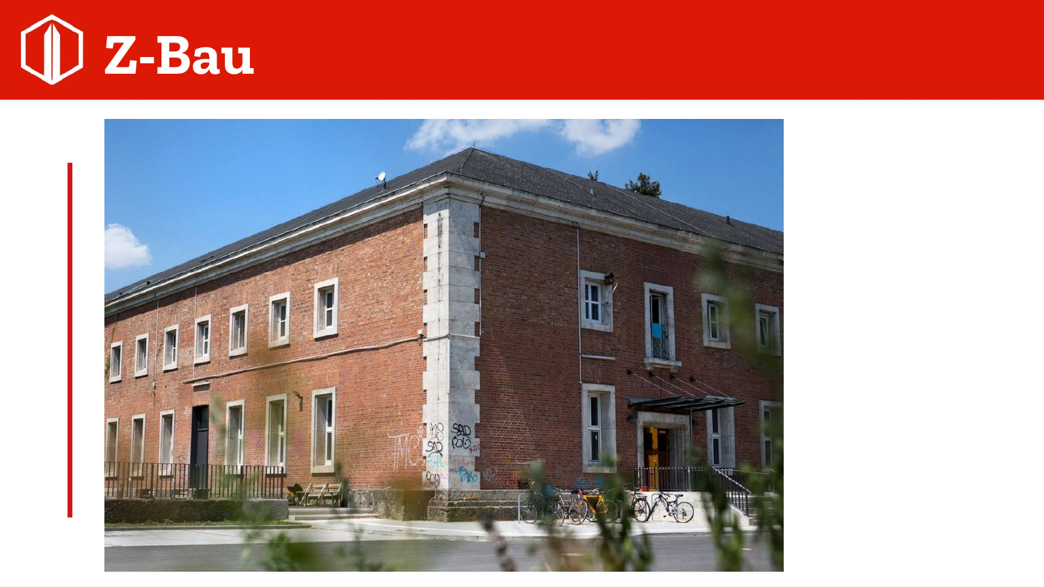# Z-Bau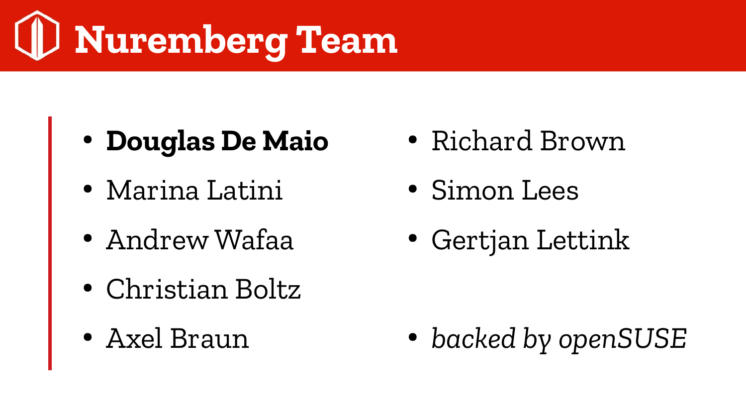# Nuremberg Team

- **Douglas De Maio**
- Marina Latini
- Andrew Wafaa
- Christian Boltz
- Axel Braun
- Richard Brown
- Simon Lees
- Gertjan Lettink
- *backed by openSUSE*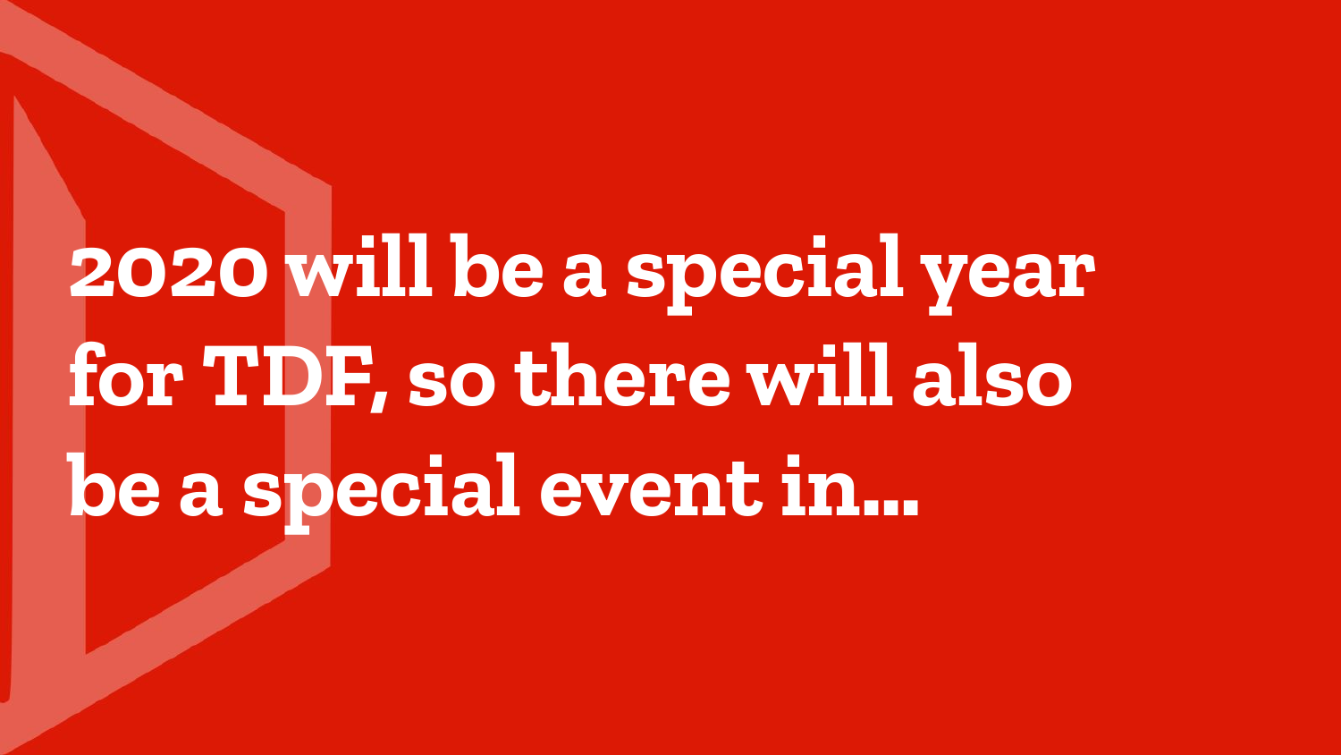# 2020 will be a special year for TDF, so there will also be a special event in...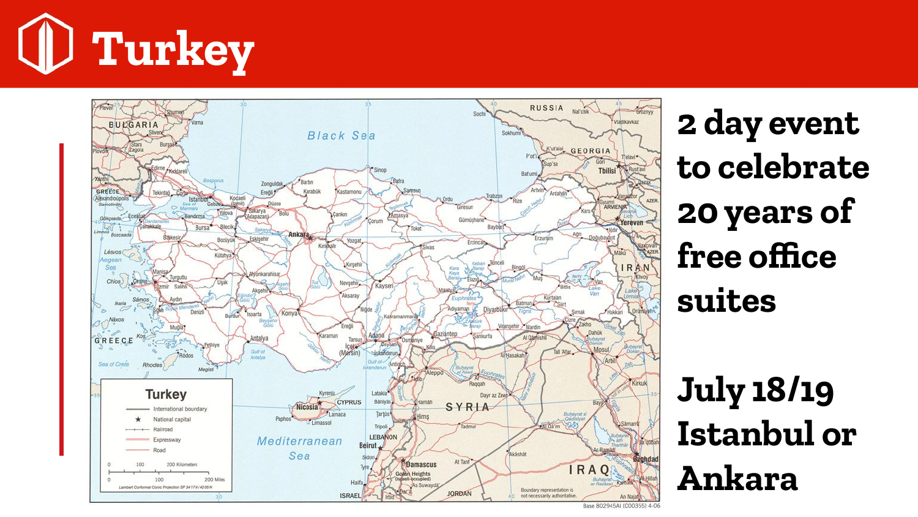# Turkey

2 day event to celebrate 20 years of free office suites

July 18/19 Istanbul or Ankara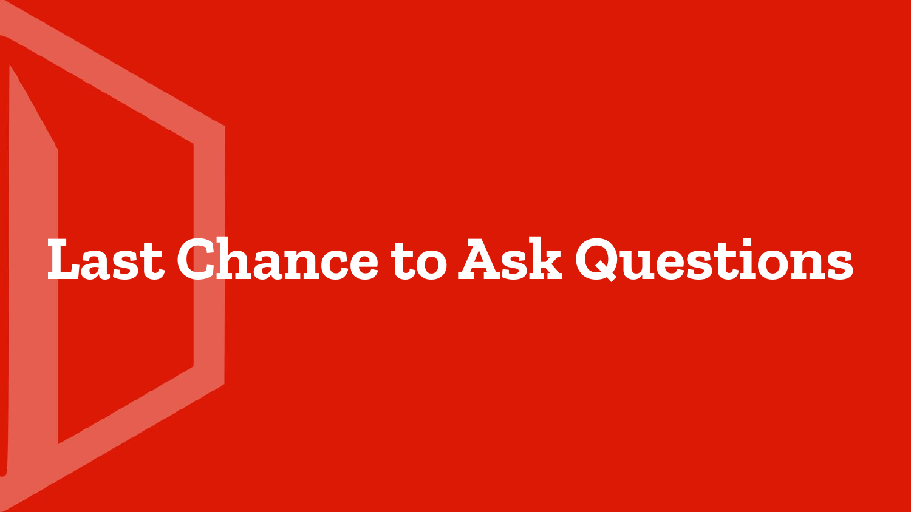# Last Chance to Ask Questions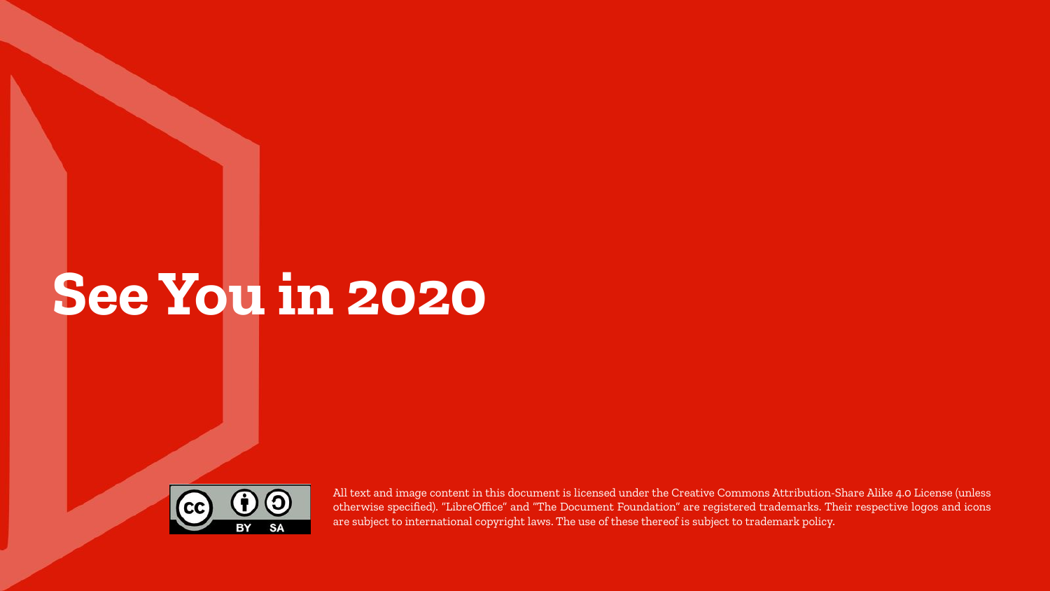# See You in 2020

All text and image content in this document is licensed under the Creative Commons Attribution-Share Alike 4.0 License (unless otherwise specified). "LibreOffice" and "The Document Foundation" are registered trademarks. Their respective logos and icons are subject to international copyright laws. The use of these thereof is subject to trademark policy.